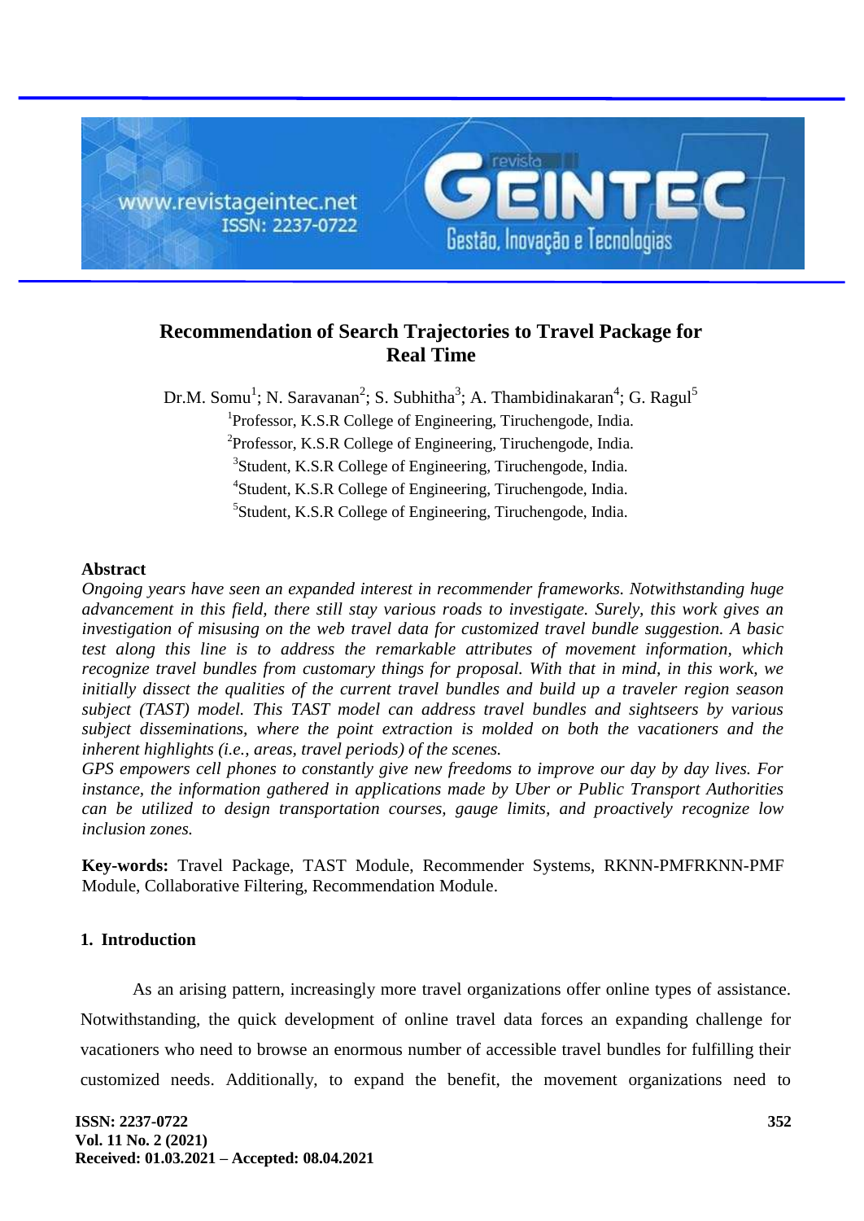# Recommendation of Search Trajectories to Travel Package for Real Time

Dr.M. Somu[1]; N. Saravanan[2]; S. Subhitha[3]; A. Thambidinakaran[4]; G. Ragul[5]

[1]Professor, K.S.R College of Engineering, Tiruchengode, India.
[2]Professor, K.S.R College of Engineering, Tiruchengode, India.
[3]Student, K.S.R College of Engineering, Tiruchengode, India.
[4]Student, K.S.R College of Engineering, Tiruchengode, India.
[5]Student, K.S.R College of Engineering, Tiruchengode, India.

### Abstract

*Ongoing years have seen an expanded interest in recommender frameworks. Notwithstanding huge advancement in this field, there still stay various roads to investigate. Surely, this work gives an investigation of misusing on the web travel data for customized travel bundle suggestion. A basic test along this line is to address the remarkable attributes of movement information, which recognize travel bundles from customary things for proposal. With that in mind, in this work, we initially dissect the qualities of the current travel bundles and build up a traveler region season subject (TAST) model. This TAST model can address travel bundles and sightseers by various subject disseminations, where the point extraction is molded on both the vacationers and the inherent highlights (i.e., areas, travel periods) of the scenes.*

*GPS empowers cell phones to constantly give new freedoms to improve our day by day lives. For instance, the information gathered in applications made by Uber or Public Transport Authorities can be utilized to design transportation courses, gauge limits, and proactively recognize low inclusion zones.*

**Key-words:** Travel Package, TAST Module, Recommender Systems, RKNN-PMFRKNN-PMF Module, Collaborative Filtering, Recommendation Module.

## 1. Introduction

As an arising pattern, increasingly more travel organizations offer online types of assistance. Notwithstanding, the quick development of online travel data forces an expanding challenge for vacationers who need to browse an enormous number of accessible travel bundles for fulfilling their customized needs. Additionally, to expand the benefit, the movement organizations need to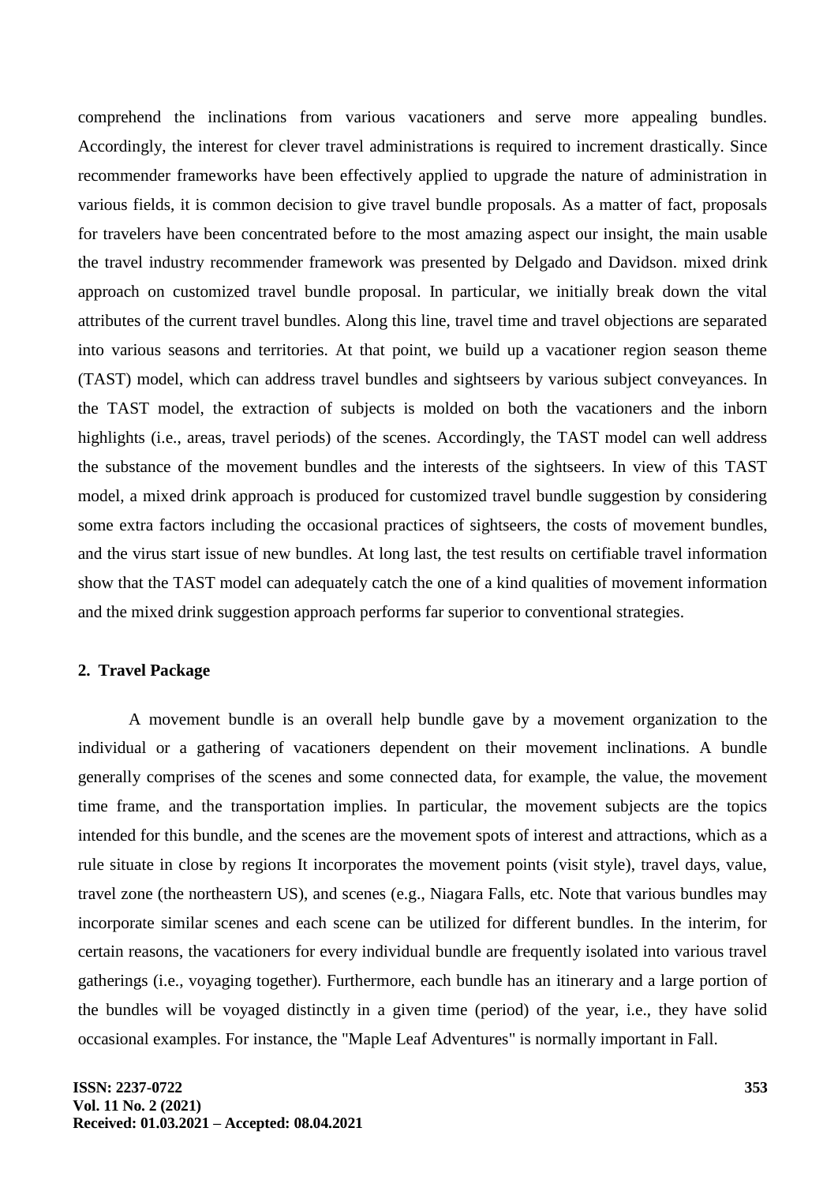comprehend the inclinations from various vacationers and serve more appealing bundles. Accordingly, the interest for clever travel administrations is required to increment drastically. Since recommender frameworks have been effectively applied to upgrade the nature of administration in various fields, it is common decision to give travel bundle proposals. As a matter of fact, proposals for travelers have been concentrated before to the most amazing aspect our insight, the main usable the travel industry recommender framework was presented by Delgado and Davidson. mixed drink approach on customized travel bundle proposal. In particular, we initially break down the vital attributes of the current travel bundles. Along this line, travel time and travel objections are separated into various seasons and territories. At that point, we build up a vacationer region season theme (TAST) model, which can address travel bundles and sightseers by various subject conveyances. In the TAST model, the extraction of subjects is molded on both the vacationers and the inborn highlights (i.e., areas, travel periods) of the scenes. Accordingly, the TAST model can well address the substance of the movement bundles and the interests of the sightseers. In view of this TAST model, a mixed drink approach is produced for customized travel bundle suggestion by considering some extra factors including the occasional practices of sightseers, the costs of movement bundles, and the virus start issue of new bundles. At long last, the test results on certifiable travel information show that the TAST model can adequately catch the one of a kind qualities of movement information and the mixed drink suggestion approach performs far superior to conventional strategies.

## 2. Travel Package

A movement bundle is an overall help bundle gave by a movement organization to the individual or a gathering of vacationers dependent on their movement inclinations. A bundle generally comprises of the scenes and some connected data, for example, the value, the movement time frame, and the transportation implies. In particular, the movement subjects are the topics intended for this bundle, and the scenes are the movement spots of interest and attractions, which as a rule situate in close by regions It incorporates the movement points (visit style), travel days, value, travel zone (the northeastern US), and scenes (e.g., Niagara Falls, etc. Note that various bundles may incorporate similar scenes and each scene can be utilized for different bundles. In the interim, for certain reasons, the vacationers for every individual bundle are frequently isolated into various travel gatherings (i.e., voyaging together). Furthermore, each bundle has an itinerary and a large portion of the bundles will be voyaged distinctly in a given time (period) of the year, i.e., they have solid occasional examples. For instance, the "Maple Leaf Adventures" is normally important in Fall.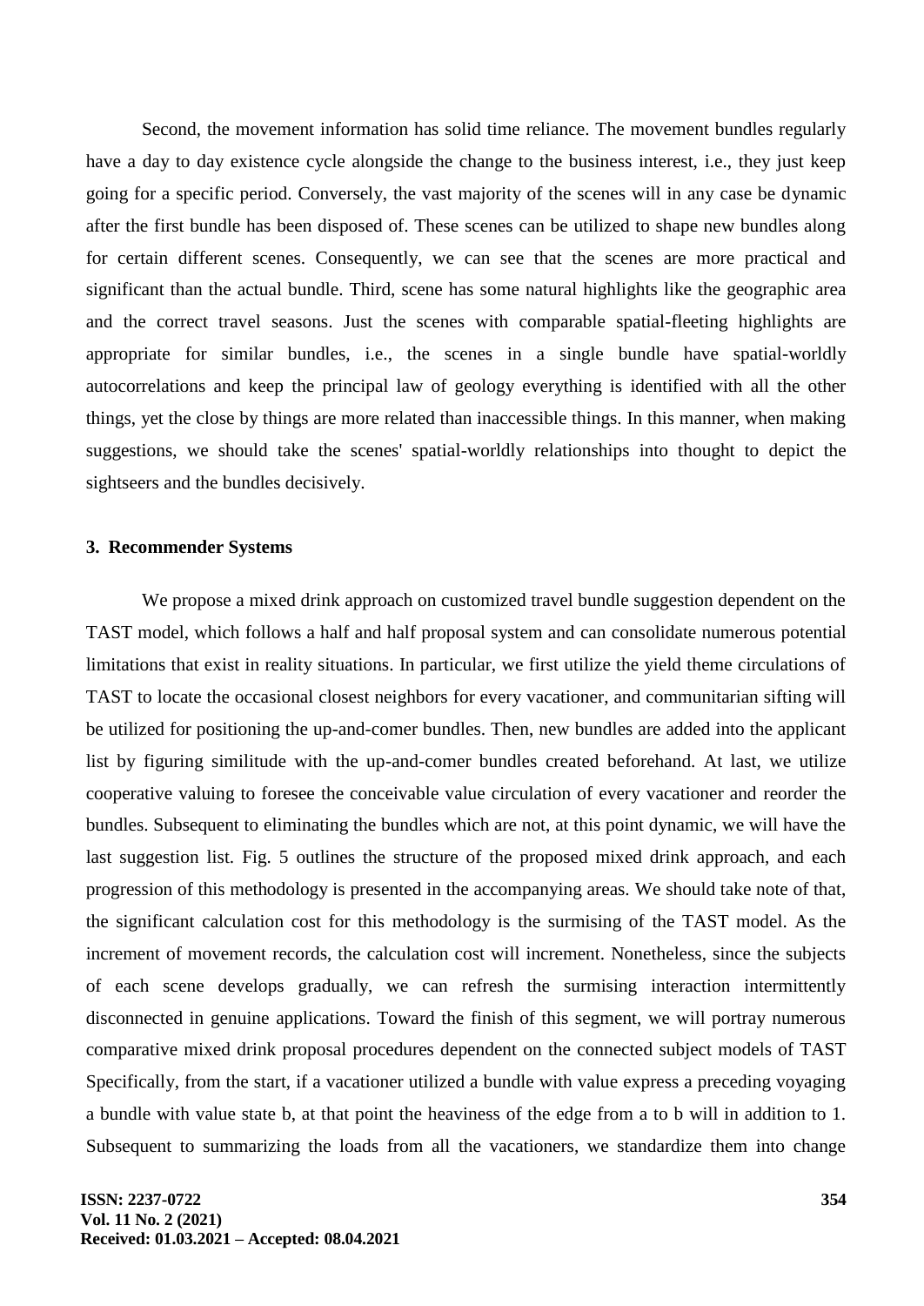Second, the movement information has solid time reliance. The movement bundles regularly have a day to day existence cycle alongside the change to the business interest, i.e., they just keep going for a specific period. Conversely, the vast majority of the scenes will in any case be dynamic after the first bundle has been disposed of. These scenes can be utilized to shape new bundles along for certain different scenes. Consequently, we can see that the scenes are more practical and significant than the actual bundle. Third, scene has some natural highlights like the geographic area and the correct travel seasons. Just the scenes with comparable spatial-fleeting highlights are appropriate for similar bundles, i.e., the scenes in a single bundle have spatial-worldly autocorrelations and keep the principal law of geology everything is identified with all the other things, yet the close by things are more related than inaccessible things. In this manner, when making suggestions, we should take the scenes' spatial-worldly relationships into thought to depict the sightseers and the bundles decisively.

## 3. Recommender Systems

We propose a mixed drink approach on customized travel bundle suggestion dependent on the TAST model, which follows a half and half proposal system and can consolidate numerous potential limitations that exist in reality situations. In particular, we first utilize the yield theme circulations of TAST to locate the occasional closest neighbors for every vacationer, and communitarian sifting will be utilized for positioning the up-and-comer bundles. Then, new bundles are added into the applicant list by figuring similitude with the up-and-comer bundles created beforehand. At last, we utilize cooperative valuing to foresee the conceivable value circulation of every vacationer and reorder the bundles. Subsequent to eliminating the bundles which are not, at this point dynamic, we will have the last suggestion list. Fig. 5 outlines the structure of the proposed mixed drink approach, and each progression of this methodology is presented in the accompanying areas. We should take note of that, the significant calculation cost for this methodology is the surmising of the TAST model. As the increment of movement records, the calculation cost will increment. Nonetheless, since the subjects of each scene develops gradually, we can refresh the surmising interaction intermittently disconnected in genuine applications. Toward the finish of this segment, we will portray numerous comparative mixed drink proposal procedures dependent on the connected subject models of TAST Specifically, from the start, if a vacationer utilized a bundle with value express a preceding voyaging a bundle with value state b, at that point the heaviness of the edge from a to b will in addition to 1. Subsequent to summarizing the loads from all the vacationers, we standardize them into change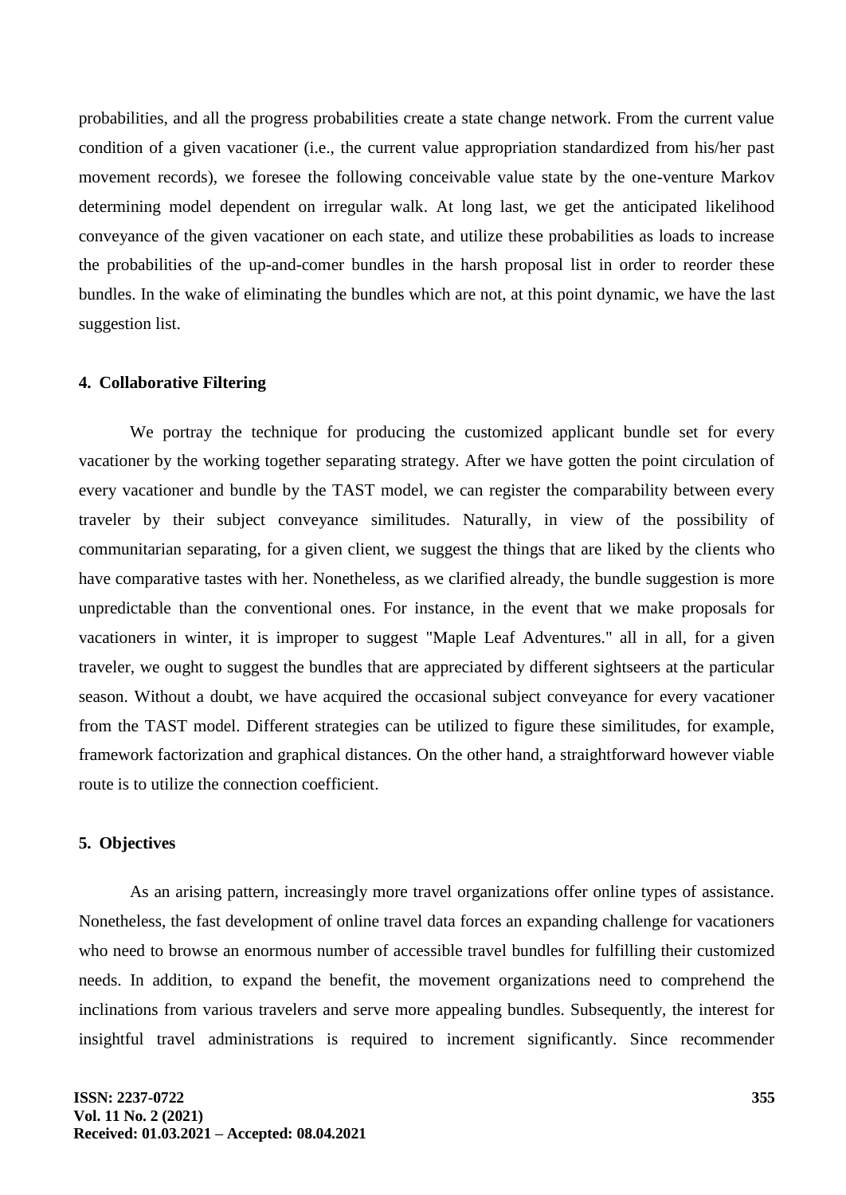probabilities, and all the progress probabilities create a state change network. From the current value condition of a given vacationer (i.e., the current value appropriation standardized from his/her past movement records), we foresee the following conceivable value state by the one-venture Markov determining model dependent on irregular walk. At long last, we get the anticipated likelihood conveyance of the given vacationer on each state, and utilize these probabilities as loads to increase the probabilities of the up-and-comer bundles in the harsh proposal list in order to reorder these bundles. In the wake of eliminating the bundles which are not, at this point dynamic, we have the last suggestion list.

## 4. Collaborative Filtering

We portray the technique for producing the customized applicant bundle set for every vacationer by the working together separating strategy. After we have gotten the point circulation of every vacationer and bundle by the TAST model, we can register the comparability between every traveler by their subject conveyance similitudes. Naturally, in view of the possibility of communitarian separating, for a given client, we suggest the things that are liked by the clients who have comparative tastes with her. Nonetheless, as we clarified already, the bundle suggestion is more unpredictable than the conventional ones. For instance, in the event that we make proposals for vacationers in winter, it is improper to suggest "Maple Leaf Adventures." all in all, for a given traveler, we ought to suggest the bundles that are appreciated by different sightseers at the particular season. Without a doubt, we have acquired the occasional subject conveyance for every vacationer from the TAST model. Different strategies can be utilized to figure these similitudes, for example, framework factorization and graphical distances. On the other hand, a straightforward however viable route is to utilize the connection coefficient.

## 5. Objectives

As an arising pattern, increasingly more travel organizations offer online types of assistance. Nonetheless, the fast development of online travel data forces an expanding challenge for vacationers who need to browse an enormous number of accessible travel bundles for fulfilling their customized needs. In addition, to expand the benefit, the movement organizations need to comprehend the inclinations from various travelers and serve more appealing bundles. Subsequently, the interest for insightful travel administrations is required to increment significantly. Since recommender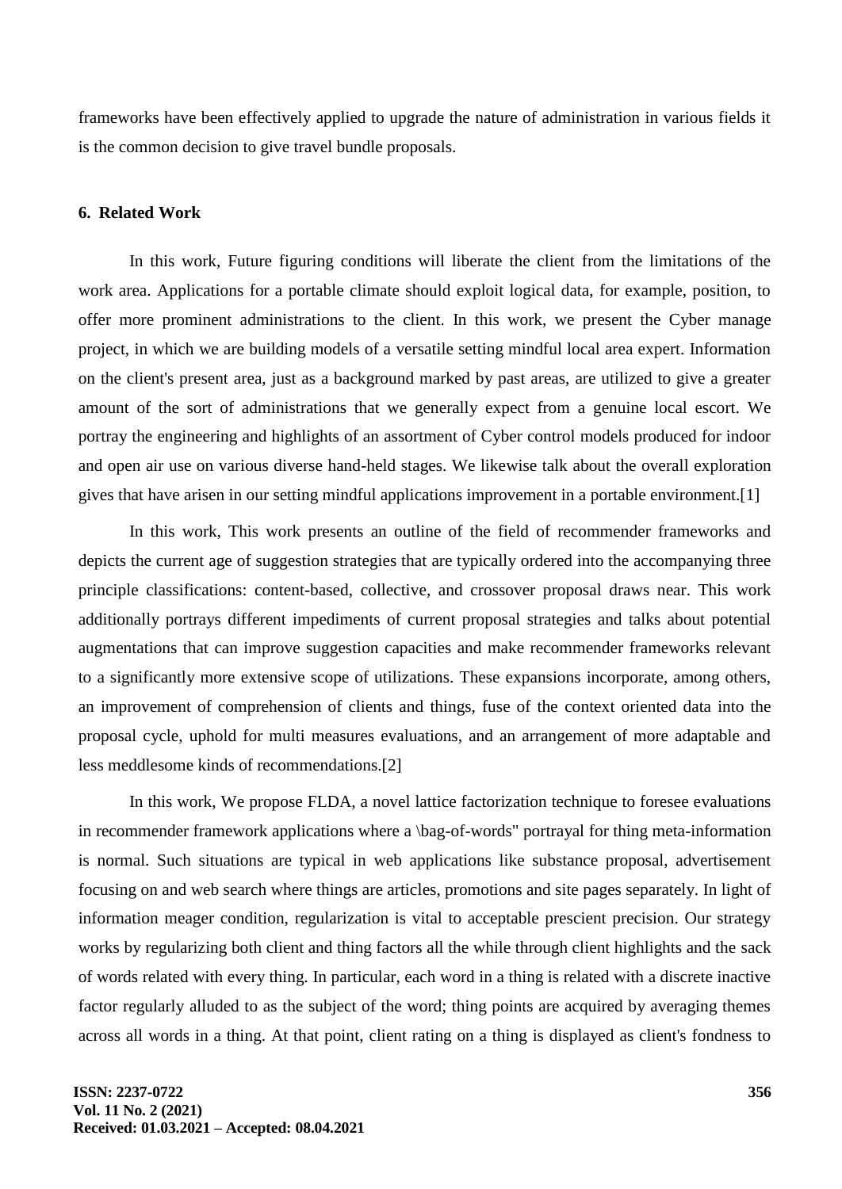frameworks have been effectively applied to upgrade the nature of administration in various fields it is the common decision to give travel bundle proposals.

## 6. Related Work

In this work, Future figuring conditions will liberate the client from the limitations of the work area. Applications for a portable climate should exploit logical data, for example, position, to offer more prominent administrations to the client. In this work, we present the Cyber manage project, in which we are building models of a versatile setting mindful local area expert. Information on the client's present area, just as a background marked by past areas, are utilized to give a greater amount of the sort of administrations that we generally expect from a genuine local escort. We portray the engineering and highlights of an assortment of Cyber control models produced for indoor and open air use on various diverse hand-held stages. We likewise talk about the overall exploration gives that have arisen in our setting mindful applications improvement in a portable environment.[1]

In this work, This work presents an outline of the field of recommender frameworks and depicts the current age of suggestion strategies that are typically ordered into the accompanying three principle classifications: content-based, collective, and crossover proposal draws near. This work additionally portrays different impediments of current proposal strategies and talks about potential augmentations that can improve suggestion capacities and make recommender frameworks relevant to a significantly more extensive scope of utilizations. These expansions incorporate, among others, an improvement of comprehension of clients and things, fuse of the context oriented data into the proposal cycle, uphold for multi measures evaluations, and an arrangement of more adaptable and less meddlesome kinds of recommendations.[2]

In this work, We propose FLDA, a novel lattice factorization technique to foresee evaluations in recommender framework applications where a \bag-of-words" portrayal for thing meta-information is normal. Such situations are typical in web applications like substance proposal, advertisement focusing on and web search where things are articles, promotions and site pages separately. In light of information meager condition, regularization is vital to acceptable prescient precision. Our strategy works by regularizing both client and thing factors all the while through client highlights and the sack of words related with every thing. In particular, each word in a thing is related with a discrete inactive factor regularly alluded to as the subject of the word; thing points are acquired by averaging themes across all words in a thing. At that point, client rating on a thing is displayed as client's fondness to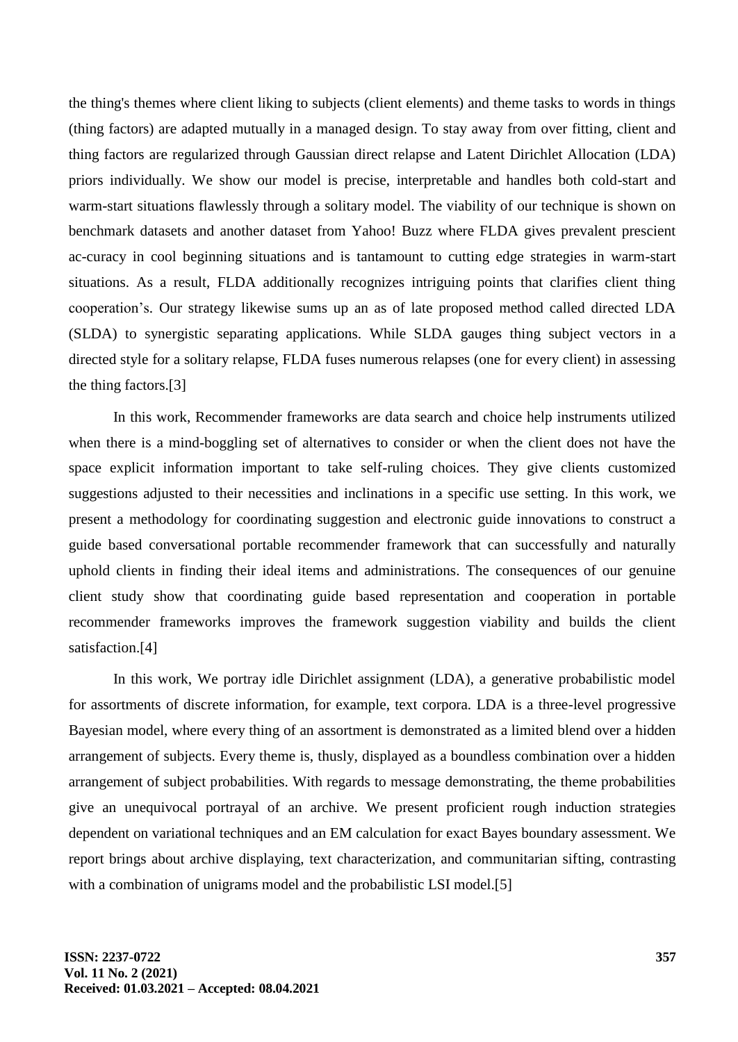the thing's themes where client liking to subjects (client elements) and theme tasks to words in things (thing factors) are adapted mutually in a managed design. To stay away from over fitting, client and thing factors are regularized through Gaussian direct relapse and Latent Dirichlet Allocation (LDA) priors individually. We show our model is precise, interpretable and handles both cold-start and warm-start situations flawlessly through a solitary model. The viability of our technique is shown on benchmark datasets and another dataset from Yahoo! Buzz where FLDA gives prevalent prescient ac-curacy in cool beginning situations and is tantamount to cutting edge strategies in warm-start situations. As a result, FLDA additionally recognizes intriguing points that clarifies client thing cooperation's. Our strategy likewise sums up an as of late proposed method called directed LDA (SLDA) to synergistic separating applications. While SLDA gauges thing subject vectors in a directed style for a solitary relapse, FLDA fuses numerous relapses (one for every client) in assessing the thing factors.[3]

In this work, Recommender frameworks are data search and choice help instruments utilized when there is a mind-boggling set of alternatives to consider or when the client does not have the space explicit information important to take self-ruling choices. They give clients customized suggestions adjusted to their necessities and inclinations in a specific use setting. In this work, we present a methodology for coordinating suggestion and electronic guide innovations to construct a guide based conversational portable recommender framework that can successfully and naturally uphold clients in finding their ideal items and administrations. The consequences of our genuine client study show that coordinating guide based representation and cooperation in portable recommender frameworks improves the framework suggestion viability and builds the client satisfaction.[4]

In this work, We portray idle Dirichlet assignment (LDA), a generative probabilistic model for assortments of discrete information, for example, text corpora. LDA is a three-level progressive Bayesian model, where every thing of an assortment is demonstrated as a limited blend over a hidden arrangement of subjects. Every theme is, thusly, displayed as a boundless combination over a hidden arrangement of subject probabilities. With regards to message demonstrating, the theme probabilities give an unequivocal portrayal of an archive. We present proficient rough induction strategies dependent on variational techniques and an EM calculation for exact Bayes boundary assessment. We report brings about archive displaying, text characterization, and communitarian sifting, contrasting with a combination of unigrams model and the probabilistic LSI model.[5]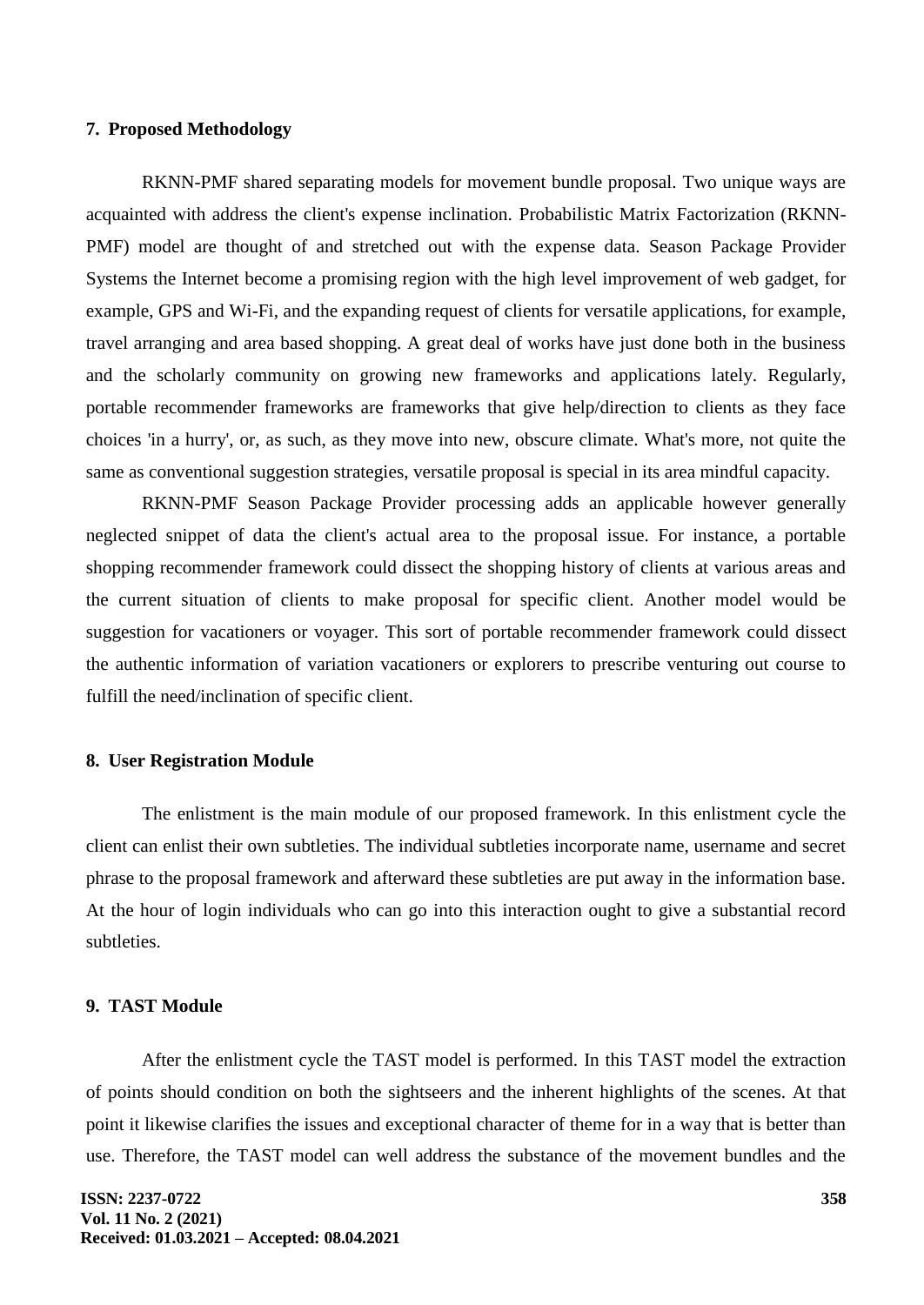## 7. Proposed Methodology

RKNN-PMF shared separating models for movement bundle proposal. Two unique ways are acquainted with address the client's expense inclination. Probabilistic Matrix Factorization (RKNN-PMF) model are thought of and stretched out with the expense data. Season Package Provider Systems the Internet become a promising region with the high level improvement of web gadget, for example, GPS and Wi-Fi, and the expanding request of clients for versatile applications, for example, travel arranging and area based shopping. A great deal of works have just done both in the business and the scholarly community on growing new frameworks and applications lately. Regularly, portable recommender frameworks are frameworks that give help/direction to clients as they face choices 'in a hurry', or, as such, as they move into new, obscure climate. What's more, not quite the same as conventional suggestion strategies, versatile proposal is special in its area mindful capacity.

RKNN-PMF Season Package Provider processing adds an applicable however generally neglected snippet of data the client's actual area to the proposal issue. For instance, a portable shopping recommender framework could dissect the shopping history of clients at various areas and the current situation of clients to make proposal for specific client. Another model would be suggestion for vacationers or voyager. This sort of portable recommender framework could dissect the authentic information of variation vacationers or explorers to prescribe venturing out course to fulfill the need/inclination of specific client.

## 8. User Registration Module

The enlistment is the main module of our proposed framework. In this enlistment cycle the client can enlist their own subtleties. The individual subtleties incorporate name, username and secret phrase to the proposal framework and afterward these subtleties are put away in the information base. At the hour of login individuals who can go into this interaction ought to give a substantial record subtleties.

## 9. TAST Module

After the enlistment cycle the TAST model is performed. In this TAST model the extraction of points should condition on both the sightseers and the inherent highlights of the scenes. At that point it likewise clarifies the issues and exceptional character of theme for in a way that is better than use. Therefore, the TAST model can well address the substance of the movement bundles and the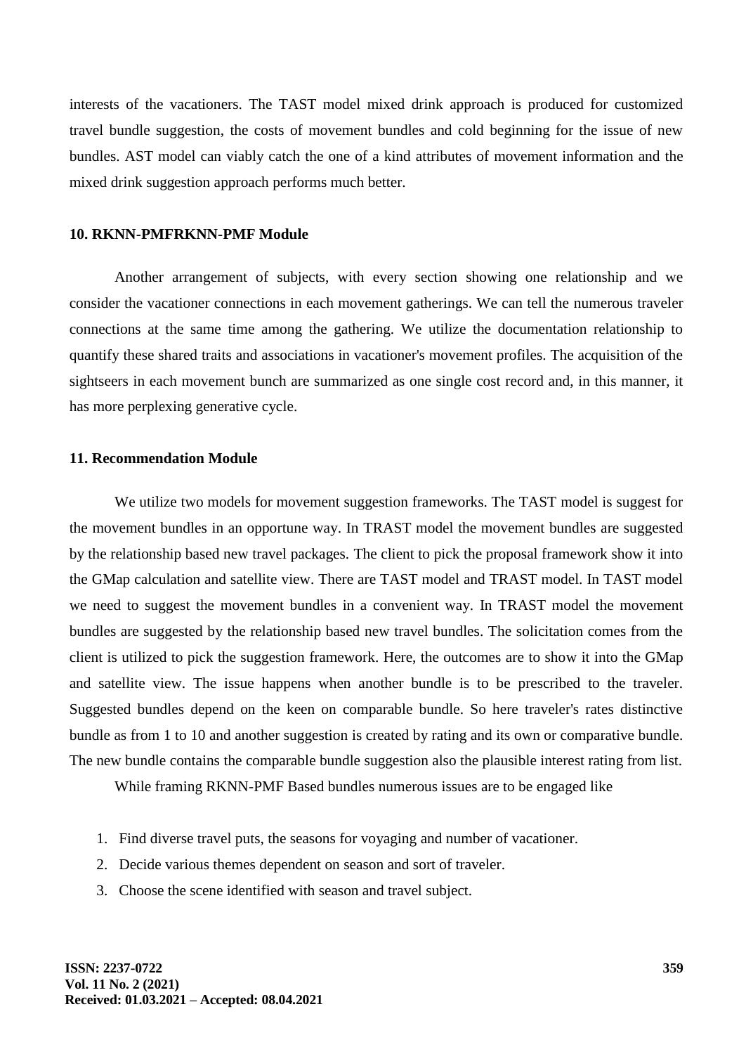interests of the vacationers. The TAST model mixed drink approach is produced for customized travel bundle suggestion, the costs of movement bundles and cold beginning for the issue of new bundles. AST model can viably catch the one of a kind attributes of movement information and the mixed drink suggestion approach performs much better.

### 10. RKNN-PMFRKNN-PMF Module

Another arrangement of subjects, with every section showing one relationship and we consider the vacationer connections in each movement gatherings. We can tell the numerous traveler connections at the same time among the gathering. We utilize the documentation relationship to quantify these shared traits and associations in vacationer's movement profiles. The acquisition of the sightseers in each movement bunch are summarized as one single cost record and, in this manner, it has more perplexing generative cycle.

### 11. Recommendation Module

We utilize two models for movement suggestion frameworks. The TAST model is suggest for the movement bundles in an opportune way. In TRAST model the movement bundles are suggested by the relationship based new travel packages. The client to pick the proposal framework show it into the GMap calculation and satellite view. There are TAST model and TRAST model. In TAST model we need to suggest the movement bundles in a convenient way. In TRAST model the movement bundles are suggested by the relationship based new travel bundles. The solicitation comes from the client is utilized to pick the suggestion framework. Here, the outcomes are to show it into the GMap and satellite view. The issue happens when another bundle is to be prescribed to the traveler. Suggested bundles depend on the keen on comparable bundle. So here traveler's rates distinctive bundle as from 1 to 10 and another suggestion is created by rating and its own or comparative bundle. The new bundle contains the comparable bundle suggestion also the plausible interest rating from list.

While framing RKNN-PMF Based bundles numerous issues are to be engaged like

1. Find diverse travel puts, the seasons for voyaging and number of vacationer.
2. Decide various themes dependent on season and sort of traveler.
3. Choose the scene identified with season and travel subject.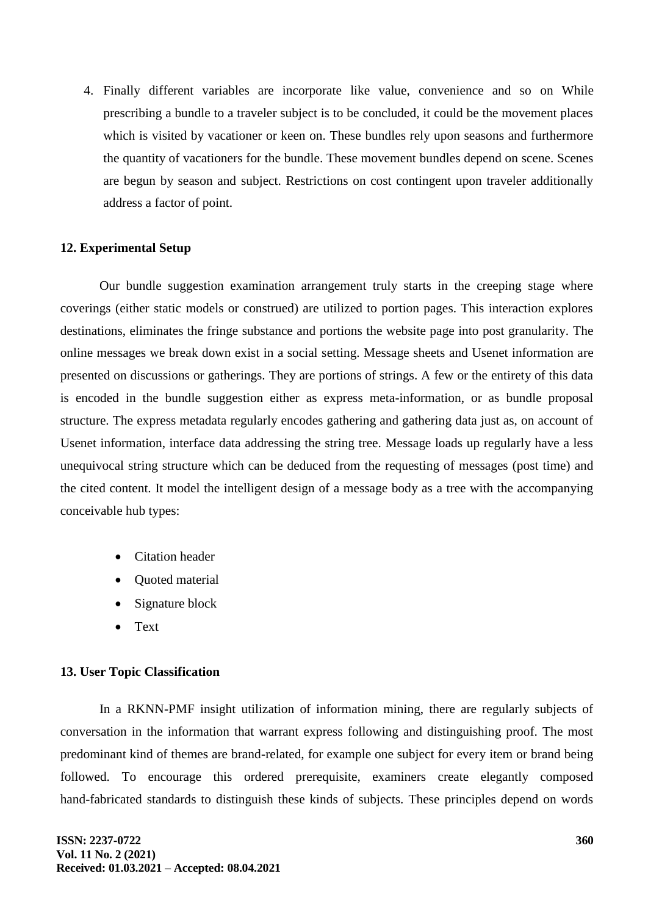4. Finally different variables are incorporate like value, convenience and so on While prescribing a bundle to a traveler subject is to be concluded, it could be the movement places which is visited by vacationer or keen on. These bundles rely upon seasons and furthermore the quantity of vacationers for the bundle. These movement bundles depend on scene. Scenes are begun by season and subject. Restrictions on cost contingent upon traveler additionally address a factor of point.

## 12. Experimental Setup

Our bundle suggestion examination arrangement truly starts in the creeping stage where coverings (either static models or construed) are utilized to portion pages. This interaction explores destinations, eliminates the fringe substance and portions the website page into post granularity. The online messages we break down exist in a social setting. Message sheets and Usenet information are presented on discussions or gatherings. They are portions of strings. A few or the entirety of this data is encoded in the bundle suggestion either as express meta-information, or as bundle proposal structure. The express metadata regularly encodes gathering and gathering data just as, on account of Usenet information, interface data addressing the string tree. Message loads up regularly have a less unequivocal string structure which can be deduced from the requesting of messages (post time) and the cited content. It model the intelligent design of a message body as a tree with the accompanying conceivable hub types:

- Citation header
- Quoted material
- Signature block
- Text

## 13. User Topic Classification

In a RKNN-PMF insight utilization of information mining, there are regularly subjects of conversation in the information that warrant express following and distinguishing proof. The most predominant kind of themes are brand-related, for example one subject for every item or brand being followed. To encourage this ordered prerequisite, examiners create elegantly composed hand-fabricated standards to distinguish these kinds of subjects. These principles depend on words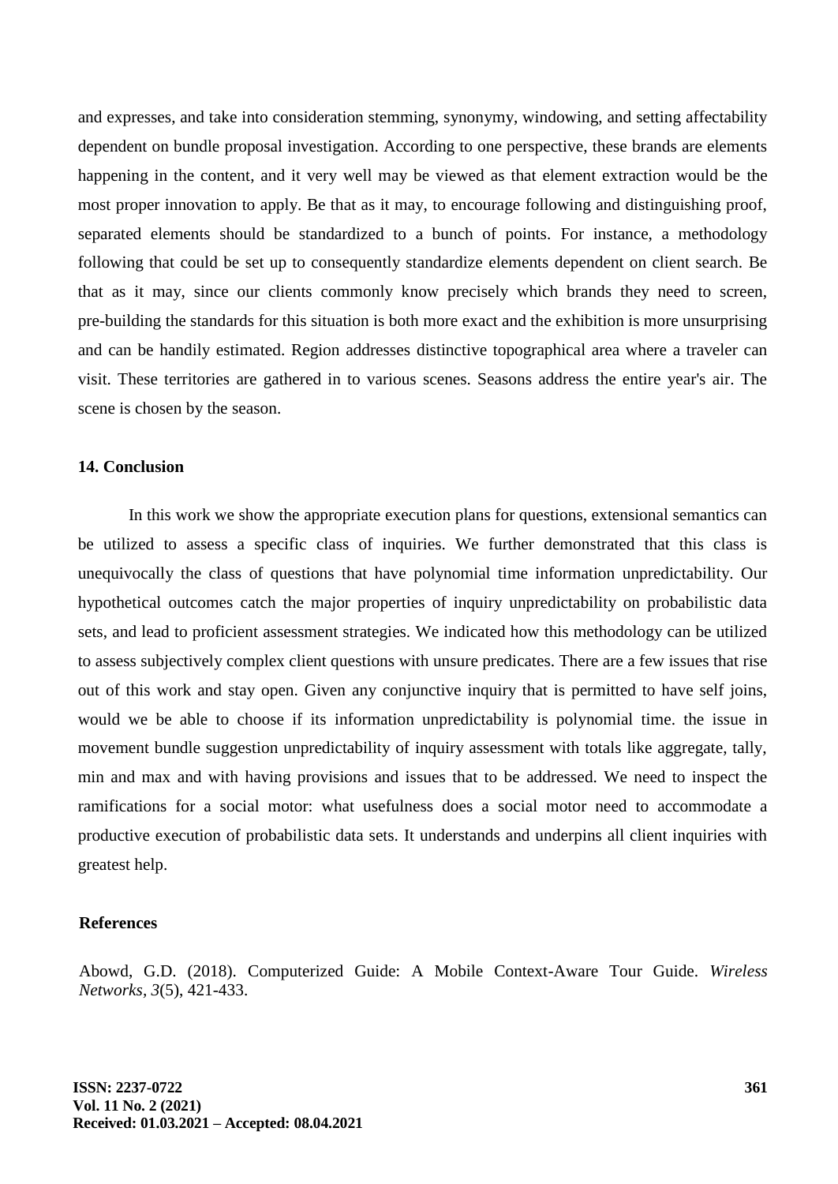and expresses, and take into consideration stemming, synonymy, windowing, and setting affectability dependent on bundle proposal investigation. According to one perspective, these brands are elements happening in the content, and it very well may be viewed as that element extraction would be the most proper innovation to apply. Be that as it may, to encourage following and distinguishing proof, separated elements should be standardized to a bunch of points. For instance, a methodology following that could be set up to consequently standardize elements dependent on client search. Be that as it may, since our clients commonly know precisely which brands they need to screen, pre-building the standards for this situation is both more exact and the exhibition is more unsurprising and can be handily estimated. Region addresses distinctive topographical area where a traveler can visit. These territories are gathered in to various scenes. Seasons address the entire year's air. The scene is chosen by the season.

## 14. Conclusion

In this work we show the appropriate execution plans for questions, extensional semantics can be utilized to assess a specific class of inquiries. We further demonstrated that this class is unequivocally the class of questions that have polynomial time information unpredictability. Our hypothetical outcomes catch the major properties of inquiry unpredictability on probabilistic data sets, and lead to proficient assessment strategies. We indicated how this methodology can be utilized to assess subjectively complex client questions with unsure predicates. There are a few issues that rise out of this work and stay open. Given any conjunctive inquiry that is permitted to have self joins, would we be able to choose if its information unpredictability is polynomial time. the issue in movement bundle suggestion unpredictability of inquiry assessment with totals like aggregate, tally, min and max and with having provisions and issues that to be addressed. We need to inspect the ramifications for a social motor: what usefulness does a social motor need to accommodate a productive execution of probabilistic data sets. It understands and underpins all client inquiries with greatest help.

## References

Abowd, G.D. (2018). Computerized Guide: A Mobile Context-Aware Tour Guide. *Wireless Networks*, *3*(5), 421-433.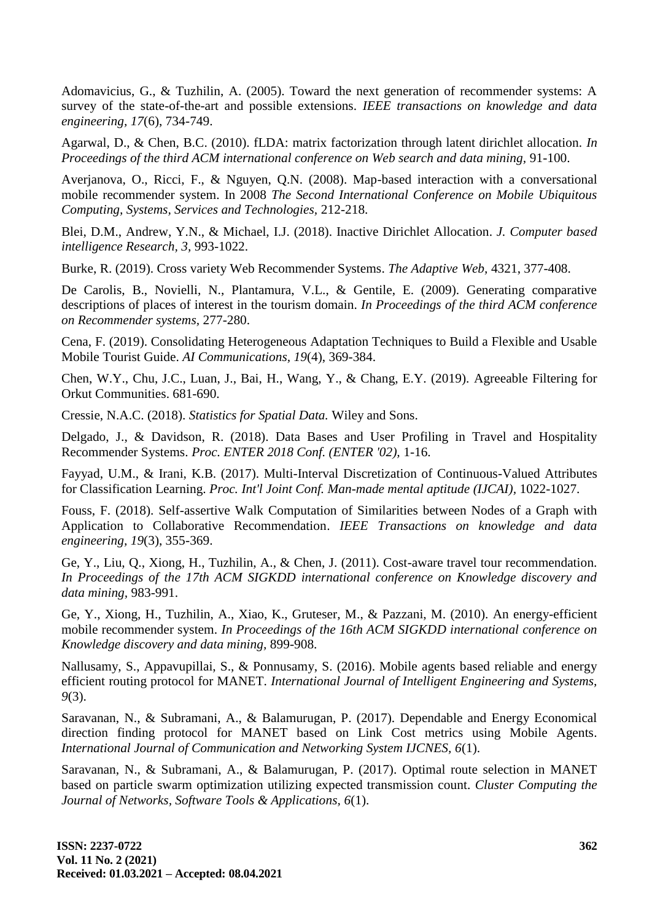Adomavicius, G., & Tuzhilin, A. (2005). Toward the next generation of recommender systems: A survey of the state-of-the-art and possible extensions. *IEEE transactions on knowledge and data engineering, 17*(6), 734-749.

Agarwal, D., & Chen, B.C. (2010). fLDA: matrix factorization through latent dirichlet allocation. *In Proceedings of the third ACM international conference on Web search and data mining,* 91-100.

Averjanova, O., Ricci, F., & Nguyen, Q.N. (2008). Map-based interaction with a conversational mobile recommender system. In 2008 *The Second International Conference on Mobile Ubiquitous Computing, Systems, Services and Technologies,* 212-218.

Blei, D.M., Andrew, Y.N., & Michael, I.J. (2018). Inactive Dirichlet Allocation. *J. Computer based intelligence Research, 3,* 993-1022.

Burke, R. (2019). Cross variety Web Recommender Systems. *The Adaptive Web,* 4321, 377-408.

De Carolis, B., Novielli, N., Plantamura, V.L., & Gentile, E. (2009). Generating comparative descriptions of places of interest in the tourism domain. *In Proceedings of the third ACM conference on Recommender systems,* 277-280.

Cena, F. (2019). Consolidating Heterogeneous Adaptation Techniques to Build a Flexible and Usable Mobile Tourist Guide. *AI Communications, 19*(4), 369-384.

Chen, W.Y., Chu, J.C., Luan, J., Bai, H., Wang, Y., & Chang, E.Y. (2019). Agreeable Filtering for Orkut Communities. 681-690.

Cressie, N.A.C. (2018). *Statistics for Spatial Data.* Wiley and Sons.

Delgado, J., & Davidson, R. (2018). Data Bases and User Profiling in Travel and Hospitality Recommender Systems. *Proc. ENTER 2018 Conf. (ENTER '02),* 1-16.

Fayyad, U.M., & Irani, K.B. (2017). Multi-Interval Discretization of Continuous-Valued Attributes for Classification Learning. *Proc. Int'l Joint Conf. Man-made mental aptitude (IJCAI),* 1022-1027.

Fouss, F. (2018). Self-assertive Walk Computation of Similarities between Nodes of a Graph with Application to Collaborative Recommendation. *IEEE Transactions on knowledge and data engineering, 19*(3), 355-369.

Ge, Y., Liu, Q., Xiong, H., Tuzhilin, A., & Chen, J. (2011). Cost-aware travel tour recommendation. *In Proceedings of the 17th ACM SIGKDD international conference on Knowledge discovery and data mining,* 983-991.

Ge, Y., Xiong, H., Tuzhilin, A., Xiao, K., Gruteser, M., & Pazzani, M. (2010). An energy-efficient mobile recommender system. *In Proceedings of the 16th ACM SIGKDD international conference on Knowledge discovery and data mining,* 899-908.

Nallusamy, S., Appavupillai, S., & Ponnusamy, S. (2016). Mobile agents based reliable and energy efficient routing protocol for MANET. *International Journal of Intelligent Engineering and Systems, 9*(3).

Saravanan, N., & Subramani, A., & Balamurugan, P. (2017). Dependable and Energy Economical direction finding protocol for MANET based on Link Cost metrics using Mobile Agents. *International Journal of Communication and Networking System IJCNES, 6*(1).

Saravanan, N., & Subramani, A., & Balamurugan, P. (2017). Optimal route selection in MANET based on particle swarm optimization utilizing expected transmission count. *Cluster Computing the Journal of Networks, Software Tools & Applications, 6*(1).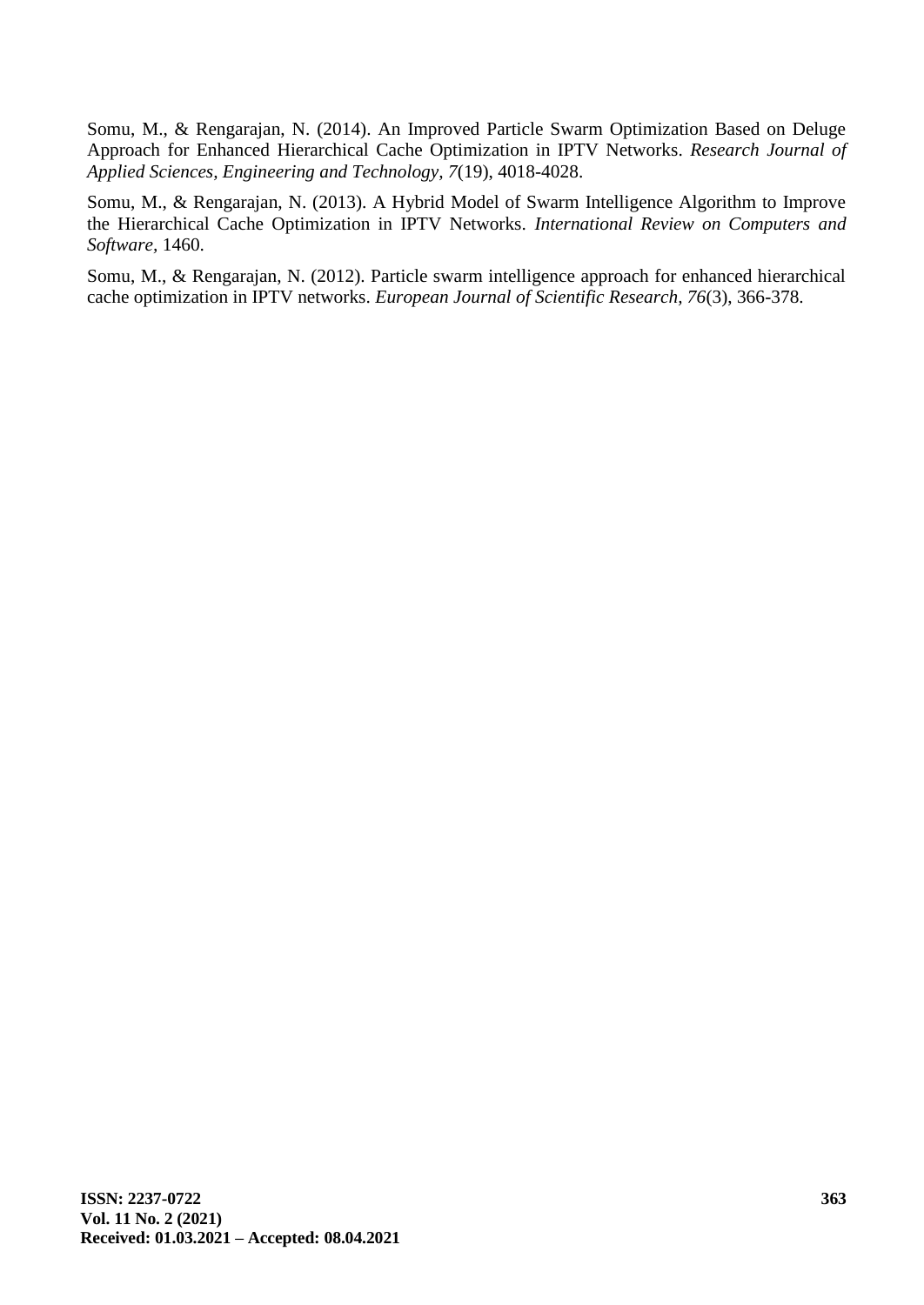Somu, M., & Rengarajan, N. (2014). An Improved Particle Swarm Optimization Based on Deluge Approach for Enhanced Hierarchical Cache Optimization in IPTV Networks. *Research Journal of Applied Sciences, Engineering and Technology, 7*(19), 4018-4028.

Somu, M., & Rengarajan, N. (2013). A Hybrid Model of Swarm Intelligence Algorithm to Improve the Hierarchical Cache Optimization in IPTV Networks. *International Review on Computers and Software,* 1460.

Somu, M., & Rengarajan, N. (2012). Particle swarm intelligence approach for enhanced hierarchical cache optimization in IPTV networks. *European Journal of Scientific Research, 76*(3), 366-378.